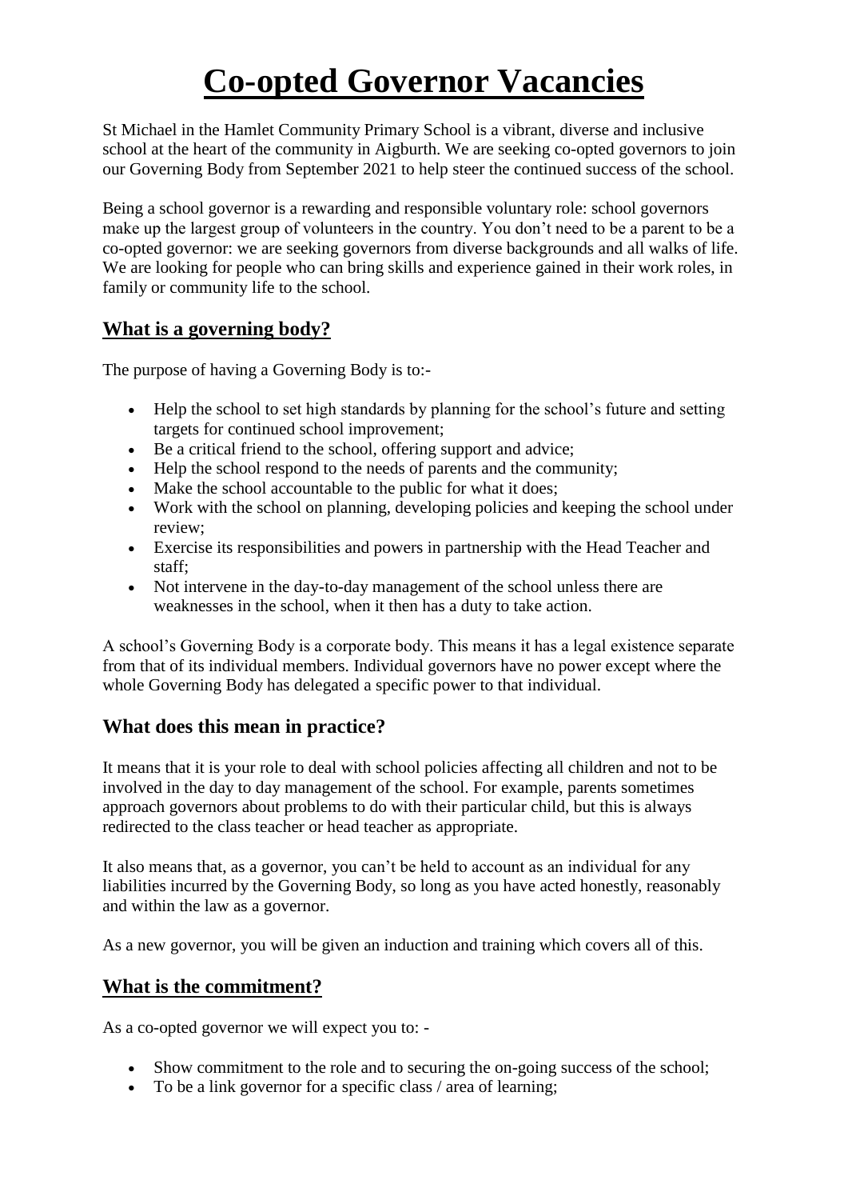# Co-opted Governor Vacancies

St Michael in the Hamlet Community Primary School is a vibrant, diverse and inclusive school at the heart of the community in Aigburth. We are seeking co-opted governors to join our Governing Body from September 2021 to help steer the continued success of the school.

Being a school governor is a rewarding and responsible voluntary role: school governors make up the largest group of volunteers in the country. You don't need to be a parent to be a co-opted governor: we are seeking governors from diverse backgrounds and all walks of life. We are looking for people who can bring skills and experience gained in their work roles, in family or community life to the school.

## What is a governing body?

The purpose of having a Governing Body is to:-

- Help the school to set high standards by planning for the school's future and setting targets for continued school improvement;
- Be a critical friend to the school, offering support and advice;
- Help the school respond to the needs of parents and the community;
- Make the school accountable to the public for what it does;
- Work with the school on planning, developing policies and keeping the school under review;
- Exercise its responsibilities and powers in partnership with the Head Teacher and staff;
- Not intervene in the day-to-day management of the school unless there are weaknesses in the school, when it then has a duty to take action.

A school's Governing Body is a corporate body. This means it has a legal existence separate from that of its individual members. Individual governors have no power except where the whole Governing Body has delegated a specific power to that individual.

## What does this mean in practice?

It means that it is your role to deal with school policies affecting all children and not to be involved in the day to day management of the school. For example, parents sometimes approach governors about problems to do with their particular child, but this is always redirected to the class teacher or head teacher as appropriate.

It also means that, as a governor, you can't be held to account as an individual for any liabilities incurred by the Governing Body, so long as you have acted honestly, reasonably and within the law as a governor.

As a new governor, you will be given an induction and training which covers all of this.

## What is the commitment?

As a co-opted governor we will expect you to: -

- Show commitment to the role and to securing the on-going success of the school;
- To be a link governor for a specific class / area of learning;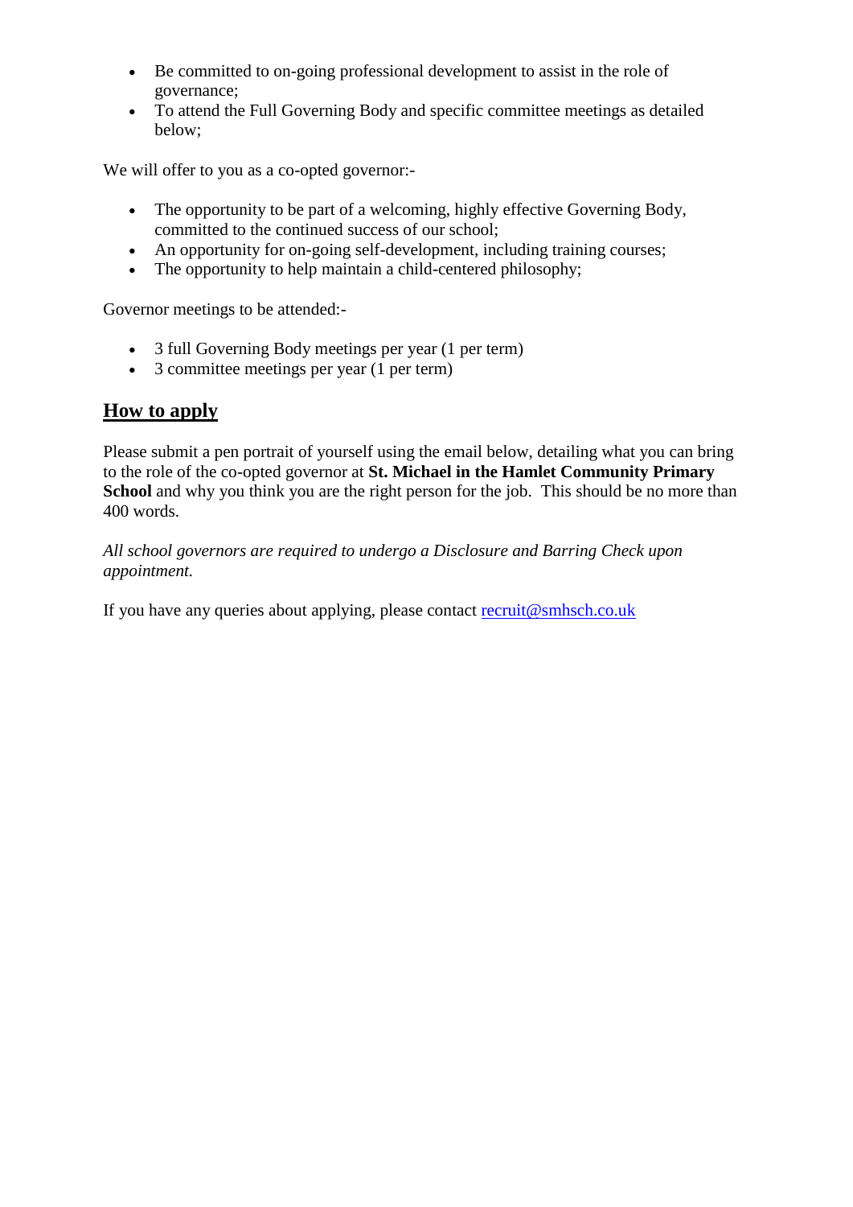- Be committed to on-going professional development to assist in the role of governance;
- To attend the Full Governing Body and specific committee meetings as detailed below;

We will offer to you as a co-opted governor:-

- The opportunity to be part of a welcoming, highly effective Governing Body, committed to the continued success of our school;
- An opportunity for on-going self-development, including training courses;
- The opportunity to help maintain a child-centered philosophy;

Governor meetings to be attended:-

- 3 full Governing Body meetings per year (1 per term)
- 3 committee meetings per year (1 per term)

## How to apply

Please submit a pen portrait of yourself using the email below, detailing what you can bring to the role of the co-opted governor at **St. Michael in the Hamlet Community Primary School** and why you think you are the right person for the job. This should be no more than 400 words.

*All school governors are required to undergo a Disclosure and Barring Check upon appointment.*

If you have any queries about applying, please contact recruit@smhsch.co.uk